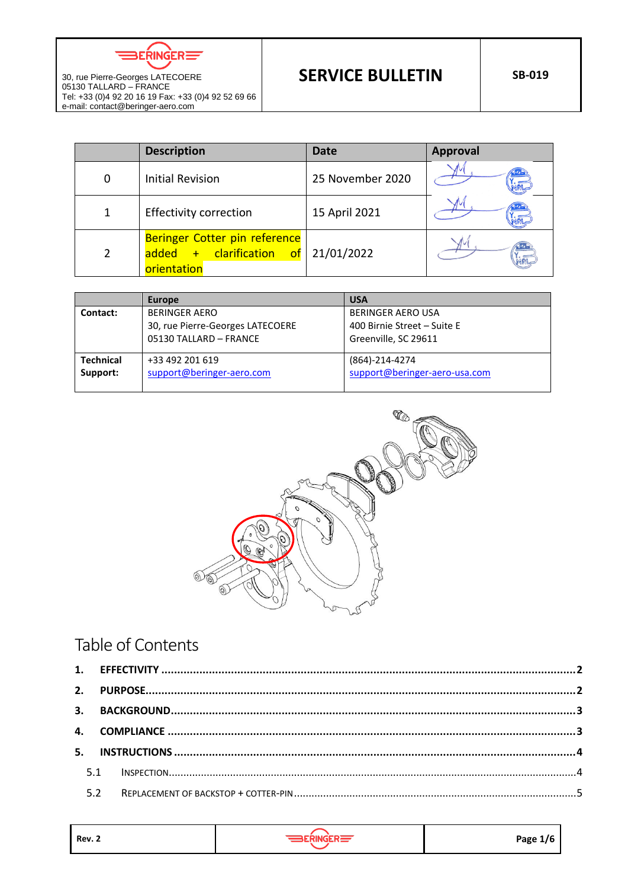30, rue Pierre-Georges LATECOERE
05130 TALLARD – FRANCE
Tel: +33 (0)4 92 20 16 19 Fax: +33 (0)4 92 52 69 66
e-mail: contact@beringer-aero.com

# SERVICE BULLETIN

**SB-019**

| | Description | Date | Approval |
|---|---|---|---|
| 0 | Initial Revision | 25 November 2020 | |
| 1 | Effectivity correction | 15 April 2021 | |
| 2 | Beringer Cotter pin reference added + clarification of orientation | 21/01/2022 | |

| | Europe | USA |
|---|---|---|
| **Contact:** | BERINGER AERO<br>30, rue Pierre-Georges LATECOERE<br>05130 TALLARD – FRANCE | BERINGER AERO USA<br>400 Birnie Street – Suite E<br>Greenville, SC 29611 |
| **Technical Support:** | +33 492 201 619<br>support@beringer-aero.com | (864)-214-4274<br>support@beringer-aero-usa.com |

## Table of Contents

**1. EFFECTIVITY** ..... 2

**2. PURPOSE** ..... 2

**3. BACKGROUND** ..... 3

**4. COMPLIANCE** ..... 3

**5. INSTRUCTIONS** ..... 4

- 5.1 INSPECTION ..... 4
- 5.2 REPLACEMENT OF BACKSTOP + COTTER-PIN ..... 5

Rev. 2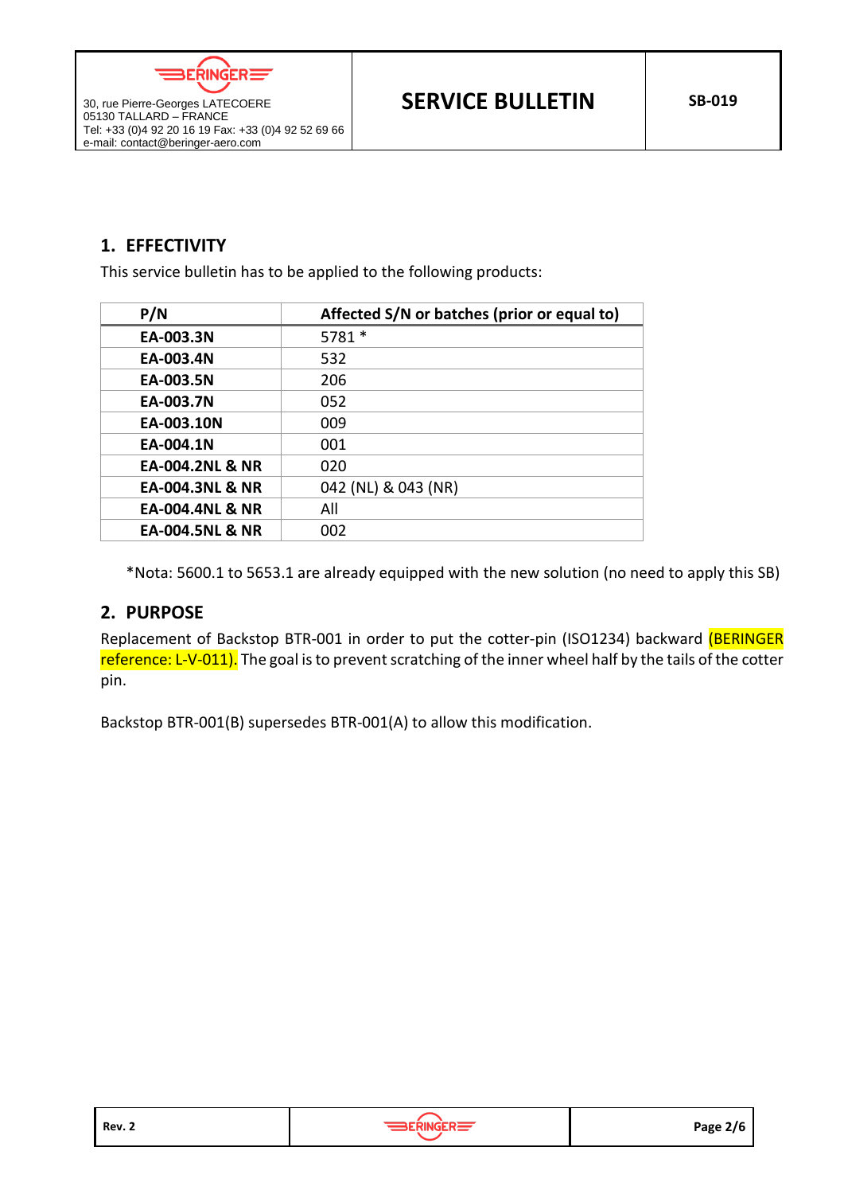## 1. EFFECTIVITY

This service bulletin has to be applied to the following products:

| P/N | Affected S/N or batches (prior or equal to) |
| --- | --- |
| **EA-003.3N** | 5781 * |
| **EA-003.4N** | 532 |
| **EA-003.5N** | 206 |
| **EA-003.7N** | 052 |
| **EA-003.10N** | 009 |
| **EA-004.1N** | 001 |
| **EA-004.2NL & NR** | 020 |
| **EA-004.3NL & NR** | 042 (NL) & 043 (NR) |
| **EA-004.4NL & NR** | All |
| **EA-004.5NL & NR** | 002 |

*Nota: 5600.1 to 5653.1 are already equipped with the new solution (no need to apply this SB)

## 2. PURPOSE

Replacement of Backstop BTR-001 in order to put the cotter-pin (ISO1234) backward (BERINGER reference: L-V-011). The goal is to prevent scratching of the inner wheel half by the tails of the cotter pin.

Backstop BTR-001(B) supersedes BTR-001(A) to allow this modification.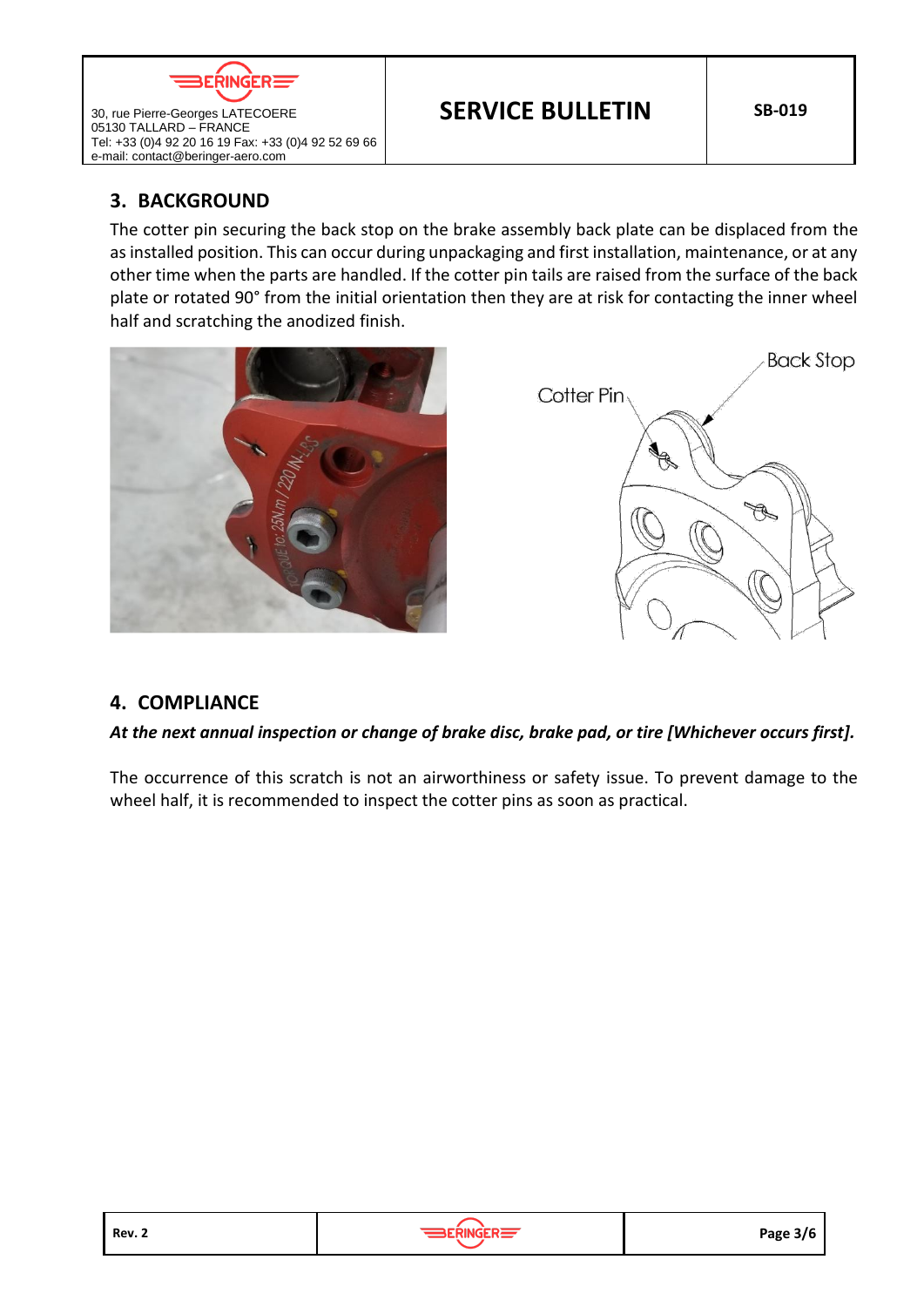## 3. BACKGROUND

The cotter pin securing the back stop on the brake assembly back plate can be displaced from the as installed position. This can occur during unpackaging and first installation, maintenance, or at any other time when the parts are handled. If the cotter pin tails are raised from the surface of the back plate or rotated 90° from the initial orientation then they are at risk for contacting the inner wheel half and scratching the anodized finish.

## 4. COMPLIANCE

***At the next annual inspection or change of brake disc, brake pad, or tire [Whichever occurs first].***

The occurrence of this scratch is not an airworthiness or safety issue. To prevent damage to the wheel half, it is recommended to inspect the cotter pins as soon as practical.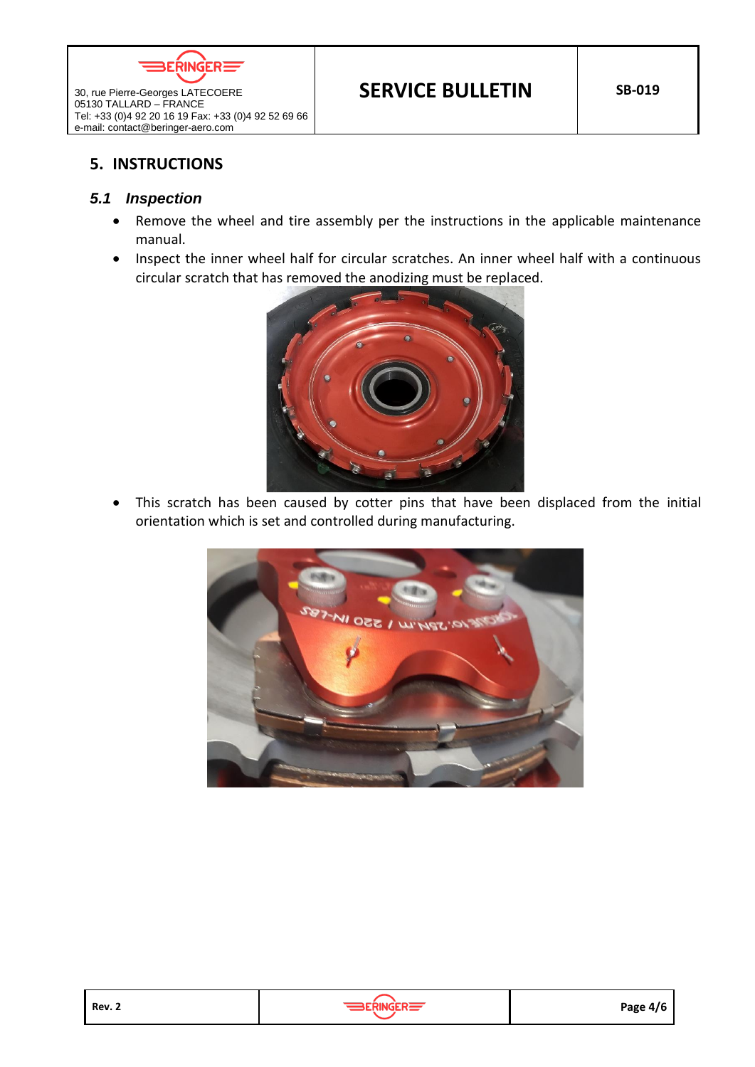## 5. INSTRUCTIONS

### *5.1 Inspection*

- Remove the wheel and tire assembly per the instructions in the applicable maintenance manual.
- Inspect the inner wheel half for circular scratches. An inner wheel half with a continuous circular scratch that has removed the anodizing must be replaced.
- This scratch has been caused by cotter pins that have been displaced from the initial orientation which is set and controlled during manufacturing.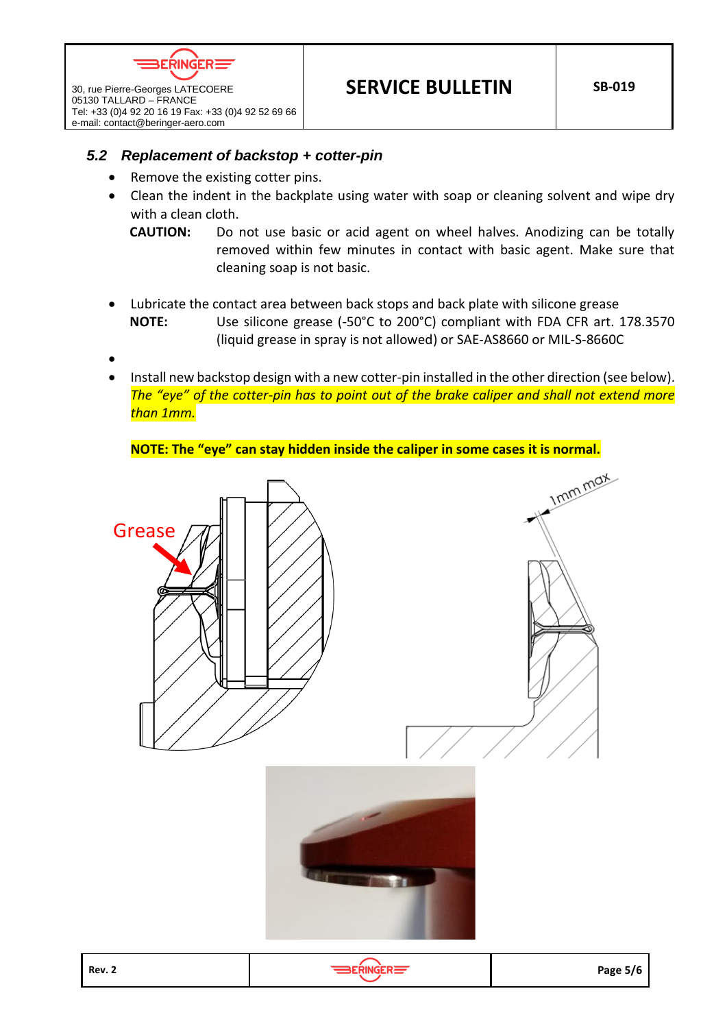### 5.2 *Replacement of backstop + cotter-pin*

- Remove the existing cotter pins.
- Clean the indent in the backplate using water with soap or cleaning solvent and wipe dry with a clean cloth.

  **CAUTION:** Do not use basic or acid agent on wheel halves. Anodizing can be totally removed within few minutes in contact with basic agent. Make sure that cleaning soap is not basic.

- Lubricate the contact area between back stops and back plate with silicone grease

  **NOTE:** Use silicone grease (-50°C to 200°C) compliant with FDA CFR art. 178.3570 (liquid grease in spray is not allowed) or SAE-AS8660 or MIL-S-8660C

- 
- Install new backstop design with a new cotter-pin installed in the other direction (see below). *The "eye" of the cotter-pin has to point out of the brake caliper and shall not extend more than 1mm.*

**NOTE: The "eye" can stay hidden inside the caliper in some cases it is normal.**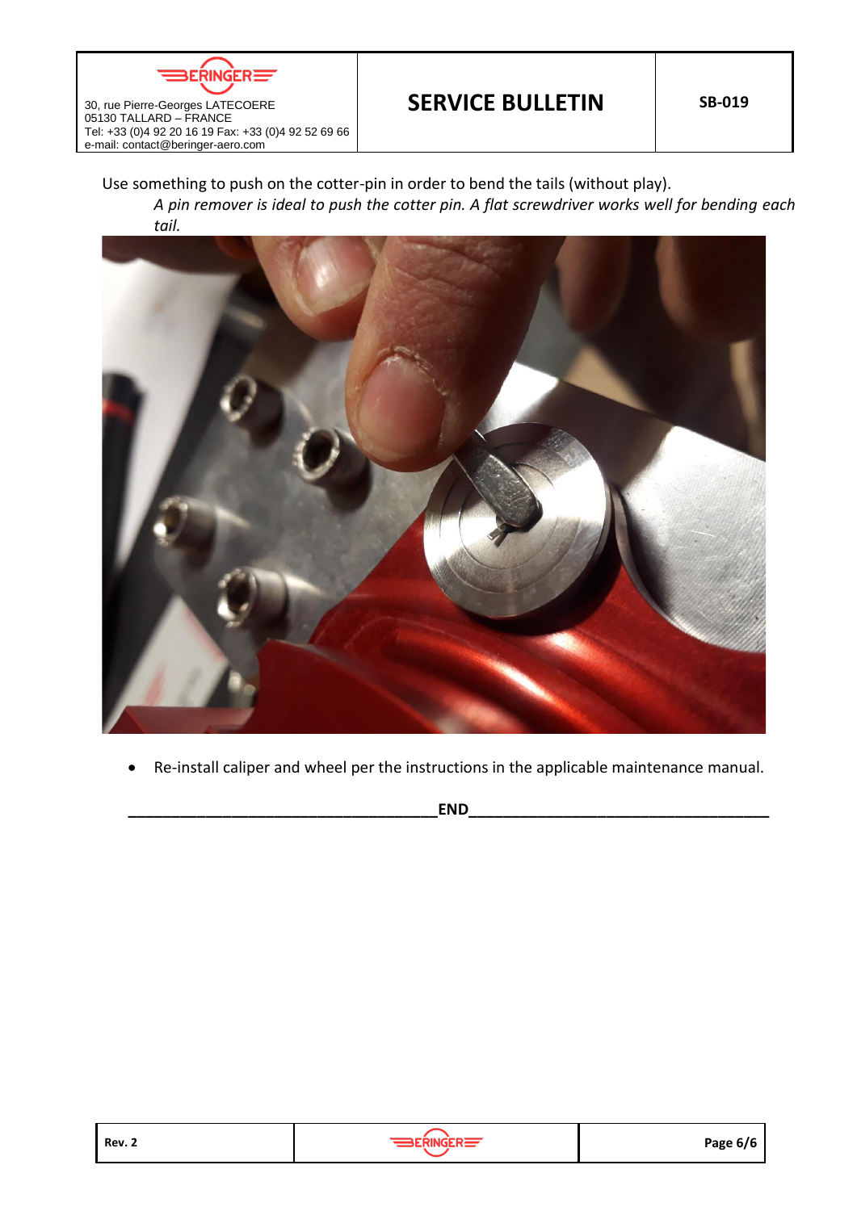Use something to push on the cotter-pin in order to bend the tails (without play).

*A pin remover is ideal to push the cotter pin. A flat screwdriver works well for bending each tail.*

- Re-install caliper and wheel per the instructions in the applicable maintenance manual.

**END**